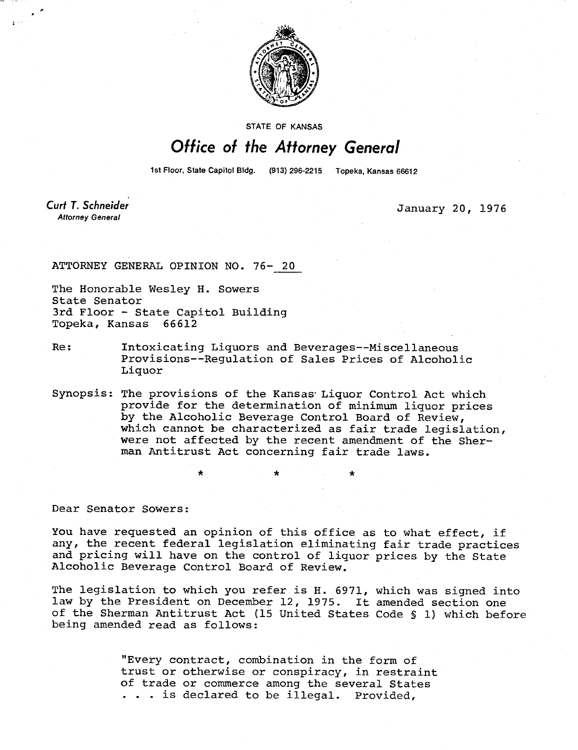STATE OF KANSAS

# Office of the Attorney General

1st Floor, State Capitol Bldg. (913) 296-2215 Topeka, Kansas 66612

*Curt T. Schneider*
*Attorney General*

January 20, 1976

ATTORNEY GENERAL OPINION NO. 76- 20

The Honorable Wesley H. Sowers
State Senator
3rd Floor - State Capitol Building
Topeka, Kansas 66612

Re: Intoxicating Liquors and Beverages--Miscellaneous Provisions--Regulation of Sales Prices of Alcoholic Liquor

Synopsis: The provisions of the Kansas Liquor Control Act which provide for the determination of minimum liquor prices by the Alcoholic Beverage Control Board of Review, which cannot be characterized as fair trade legislation, were not affected by the recent amendment of the Sherman Antitrust Act concerning fair trade laws.

\* \* \*

Dear Senator Sowers:

You have requested an opinion of this office as to what effect, if any, the recent federal legislation eliminating fair trade practices and pricing will have on the control of liquor prices by the State Alcoholic Beverage Control Board of Review.

The legislation to which you refer is H. 6971, which was signed into law by the President on December 12, 1975. It amended section one of the Sherman Antitrust Act (15 United States Code § 1) which before being amended read as follows:

> "Every contract, combination in the form of trust or otherwise or conspiracy, in restraint of trade or commerce among the several States . . . is declared to be illegal. Provided,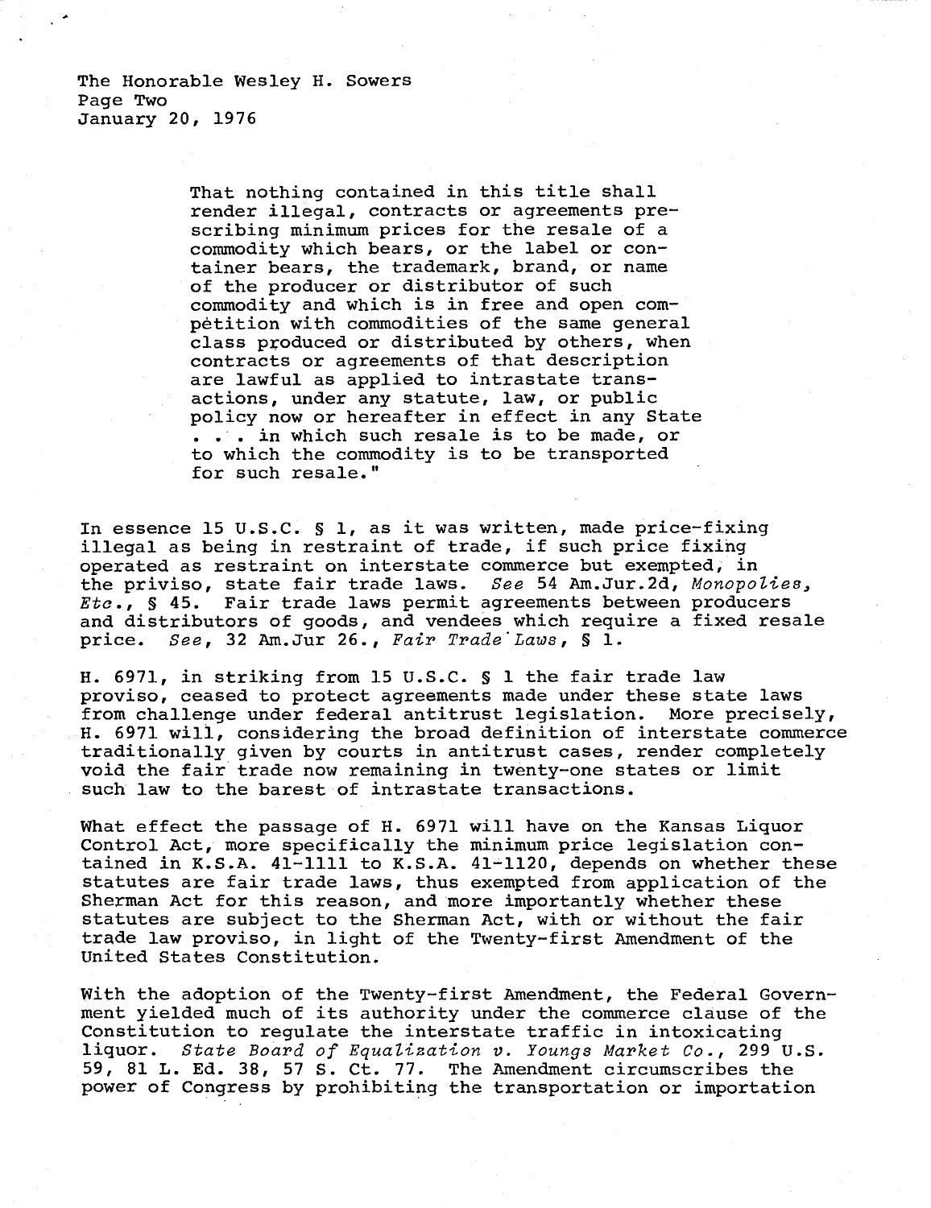> That nothing contained in this title shall render illegal, contracts or agreements prescribing minimum prices for the resale of a commodity which bears, or the label or container bears, the trademark, brand, or name of the producer or distributor of such commodity and which is in free and open competition with commodities of the same general class produced or distributed by others, when contracts or agreements of that description are lawful as applied to intrastate transactions, under any statute, law, or public policy now or hereafter in effect in any State . . . in which such resale is to be made, or to which the commodity is to be transported for such resale."

In essence 15 U.S.C. § 1, as it was written, made price-fixing illegal as being in restraint of trade, if such price fixing operated as restraint on interstate commerce but exempted, in the priviso, state fair trade laws. *See* 54 Am.Jur.2d, *Monopolies, Etc.*, § 45. Fair trade laws permit agreements between producers and distributors of goods, and vendees which require a fixed resale price. *See*, 32 Am.Jur 26., *Fair Trade Laws*, § 1.

H. 6971, in striking from 15 U.S.C. § 1 the fair trade law proviso, ceased to protect agreements made under these state laws from challenge under federal antitrust legislation. More precisely, H. 6971 will, considering the broad definition of interstate commerce traditionally given by courts in antitrust cases, render completely void the fair trade now remaining in twenty-one states or limit such law to the barest of intrastate transactions.

What effect the passage of H. 6971 will have on the Kansas Liquor Control Act, more specifically the minimum price legislation contained in K.S.A. 41-1111 to K.S.A. 41-1120, depends on whether these statutes are fair trade laws, thus exempted from application of the Sherman Act for this reason, and more importantly whether these statutes are subject to the Sherman Act, with or without the fair trade law proviso, in light of the Twenty-first Amendment of the United States Constitution.

With the adoption of the Twenty-first Amendment, the Federal Government yielded much of its authority under the commerce clause of the Constitution to regulate the interstate traffic in intoxicating liquor. *State Board of Equalization v. Youngs Market Co.*, 299 U.S. 59, 81 L. Ed. 38, 57 S. Ct. 77. The Amendment circumscribes the power of Congress by prohibiting the transportation or importation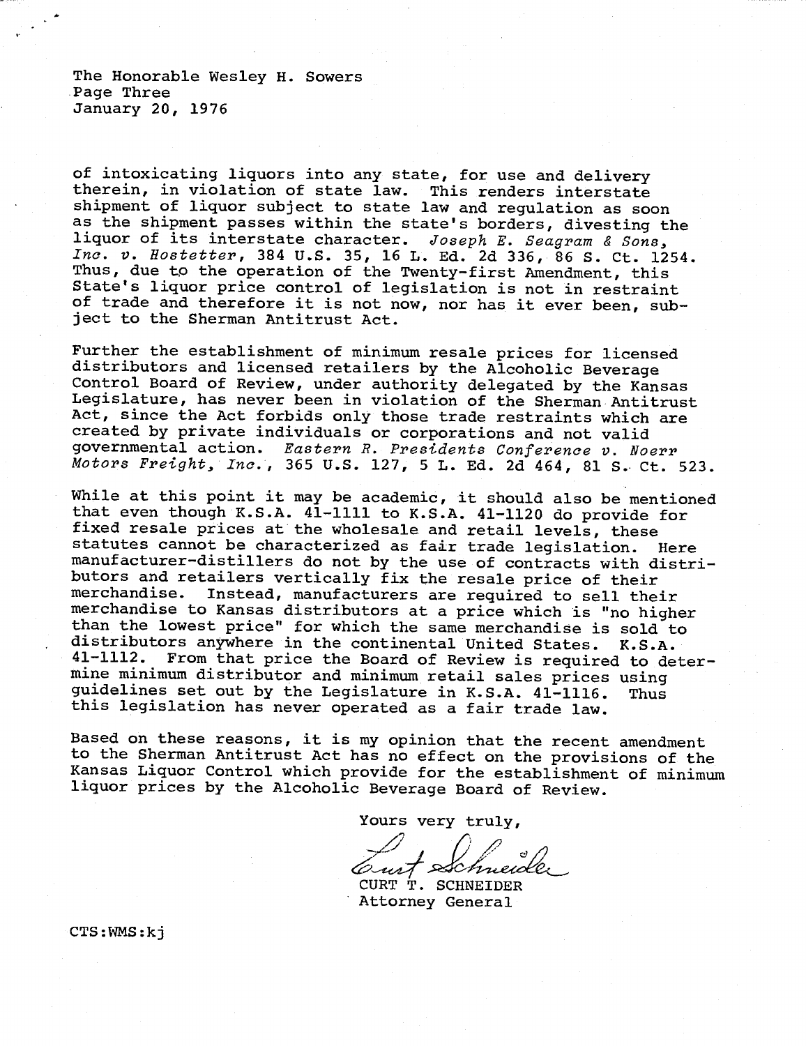The Honorable Wesley H. Sowers
Page Three
January 20, 1976

of intoxicating liquors into any state, for use and delivery therein, in violation of state law. This renders interstate shipment of liquor subject to state law and regulation as soon as the shipment passes within the state's borders, divesting the liquor of its interstate character. *Joseph E. Seagram & Sons, Inc. v. Hostetter*, 384 U.S. 35, 16 L. Ed. 2d 336, 86 S. Ct. 1254. Thus, due to the operation of the Twenty-first Amendment, this State's liquor price control of legislation is not in restraint of trade and therefore it is not now, nor has it ever been, subject to the Sherman Antitrust Act.

Further the establishment of minimum resale prices for licensed distributors and licensed retailers by the Alcoholic Beverage Control Board of Review, under authority delegated by the Kansas Legislature, has never been in violation of the Sherman Antitrust Act, since the Act forbids only those trade restraints which are created by private individuals or corporations and not valid governmental action. *Eastern R. Presidents Conference v. Noerr Motors Freight, Inc.*, 365 U.S. 127, 5 L. Ed. 2d 464, 81 S. Ct. 523.

While at this point it may be academic, it should also be mentioned that even though K.S.A. 41-1111 to K.S.A. 41-1120 do provide for fixed resale prices at the wholesale and retail levels, these statutes cannot be characterized as fair trade legislation. Here manufacturer-distillers do not by the use of contracts with distributors and retailers vertically fix the resale price of their merchandise. Instead, manufacturers are required to sell their merchandise to Kansas distributors at a price which is "no higher than the lowest price" for which the same merchandise is sold to distributors anywhere in the continental United States. K.S.A. 41-1112. From that price the Board of Review is required to determine minimum distributor and minimum retail sales prices using guidelines set out by the Legislature in K.S.A. 41-1116. Thus this legislation has never operated as a fair trade law.

Based on these reasons, it is my opinion that the recent amendment to the Sherman Antitrust Act has no effect on the provisions of the Kansas Liquor Control which provide for the establishment of minimum liquor prices by the Alcoholic Beverage Board of Review.

Yours very truly,

Curt Schneider

CURT T. SCHNEIDER
Attorney General

CTS:WMS:kj